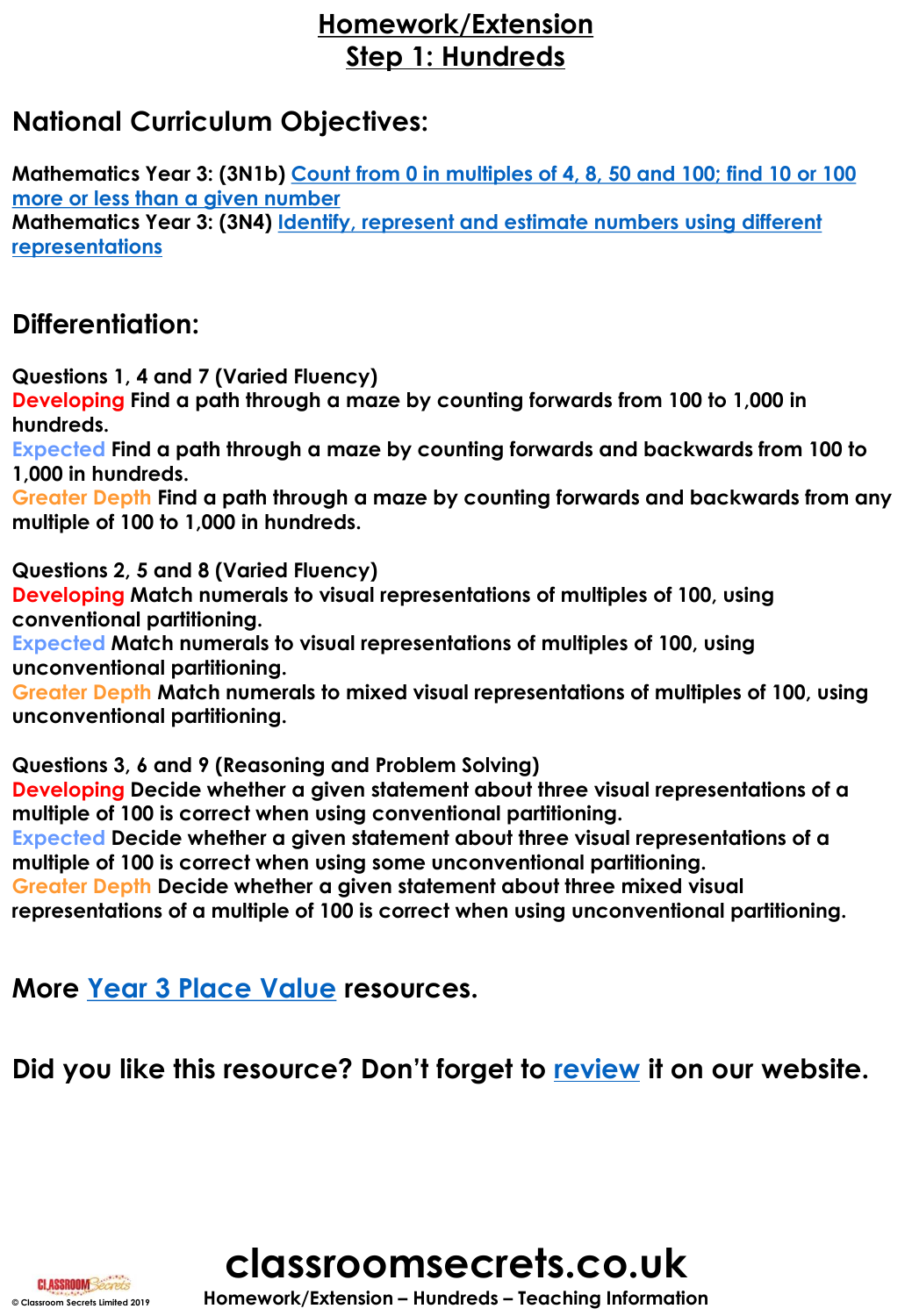# Homework/Extension
# Step 1: Hundreds

## National Curriculum Objectives:

**Mathematics Year 3: (3N1b) Count from 0 in multiples of 4, 8, 50 and 100; find 10 or 100 more or less than a given number**
**Mathematics Year 3: (3N4) Identify, represent and estimate numbers using different representations**

## Differentiation:

**Questions 1, 4 and 7 (Varied Fluency)**
**Developing Find a path through a maze by counting forwards from 100 to 1,000 in hundreds.**
**Expected Find a path through a maze by counting forwards and backwards from 100 to 1,000 in hundreds.**
**Greater Depth Find a path through a maze by counting forwards and backwards from any multiple of 100 to 1,000 in hundreds.**

**Questions 2, 5 and 8 (Varied Fluency)**
**Developing Match numerals to visual representations of multiples of 100, using conventional partitioning.**
**Expected Match numerals to visual representations of multiples of 100, using unconventional partitioning.**
**Greater Depth Match numerals to mixed visual representations of multiples of 100, using unconventional partitioning.**

**Questions 3, 6 and 9 (Reasoning and Problem Solving)**
**Developing Decide whether a given statement about three visual representations of a multiple of 100 is correct when using conventional partitioning.**
**Expected Decide whether a given statement about three visual representations of a multiple of 100 is correct when using some unconventional partitioning.**
**Greater Depth Decide whether a given statement about three mixed visual representations of a multiple of 100 is correct when using unconventional partitioning.**

## More Year 3 Place Value resources.

## Did you like this resource? Don't forget to review it on our website.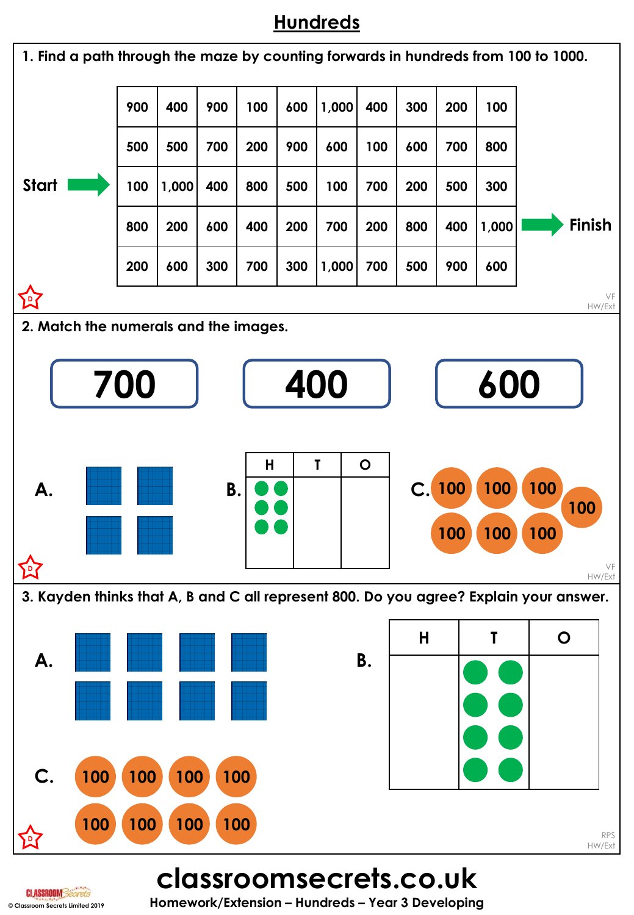# Hundreds

1. Find a path through the maze by counting forwards in hundreds from 100 to 1000.

Start →

| | | | | | | | | | |
|---|---|---|---|---|---|---|---|---|---|
| 900 | 400 | 900 | 100 | 600 | 1,000 | 400 | 300 | 200 | 100 |
| 500 | 500 | 700 | 200 | 900 | 600 | 100 | 600 | 700 | 800 |
| 100 | 1,000 | 400 | 800 | 500 | 100 | 700 | 200 | 500 | 300 |
| 800 | 200 | 600 | 400 | 200 | 700 | 200 | 800 | 400 | 1,000 |
| 200 | 600 | 300 | 700 | 300 | 1,000 | 700 | 500 | 900 | 600 |

→ Finish

VF
HW/Ext

2. Match the numerals and the images.

**700** **400** **600**

A.

B.

| H | T | O |
|---|---|---|
| | | |

C. 100 100 100 100 100 100 100

VF
HW/Ext

3. Kayden thinks that A, B and C all represent 800. Do you agree? Explain your answer.

A.

B.

| H | T | O |
|---|---|---|
| | | |

C. 100 100 100 100 100 100 100 100

RPS
HW/Ext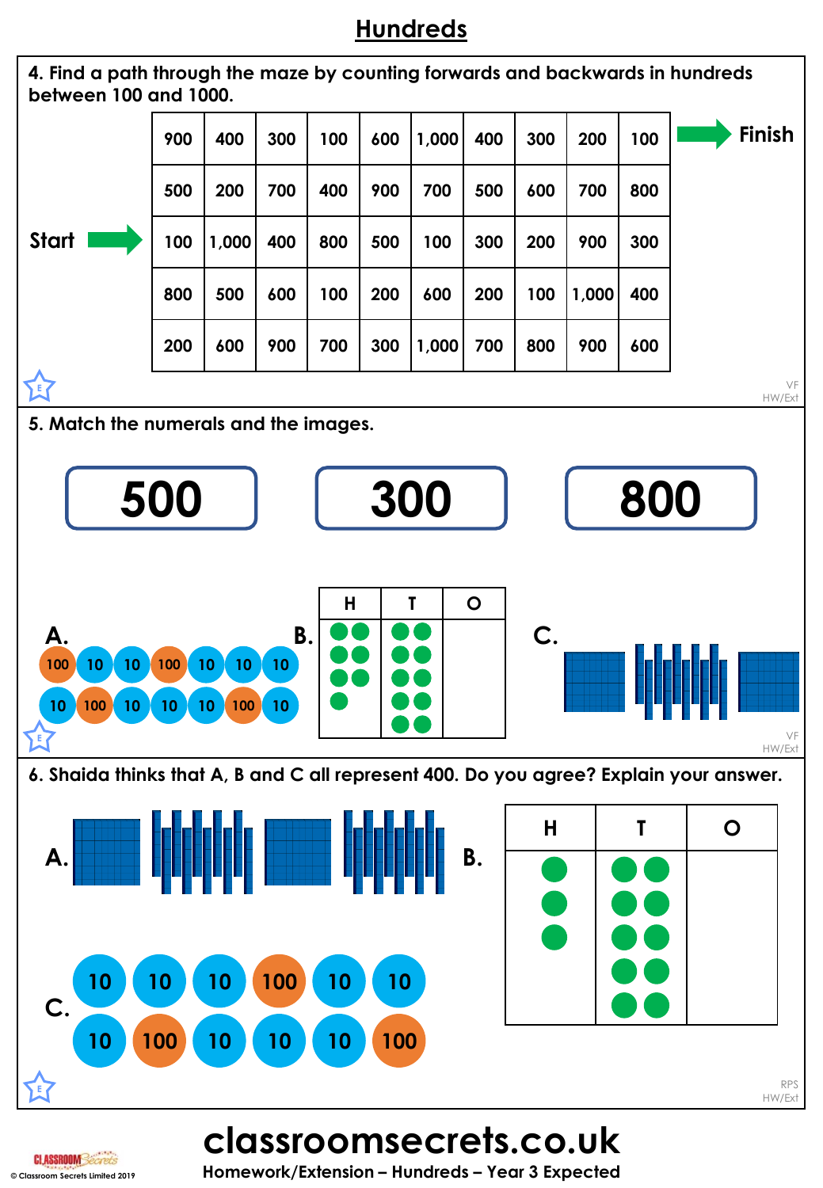# Hundreds

**4. Find a path through the maze by counting forwards and backwards in hundreds between 100 and 1000.**

Start → (row 3) ; Finish → (row 1)

| 900 | 400 | 300 | 100 | 600 | 1,000 | 400 | 300 | 200 | 100 |
|---|---|---|---|---|---|---|---|---|---|
| 500 | 200 | 700 | 400 | 900 | 700 | 500 | 600 | 700 | 800 |
| 100 | 1,000 | 400 | 800 | 500 | 100 | 300 | 200 | 900 | 300 |
| 800 | 500 | 600 | 100 | 200 | 600 | 200 | 100 | 1,000 | 400 |
| 200 | 600 | 900 | 700 | 300 | 1,000 | 700 | 800 | 900 | 600 |

**5. Match the numerals and the images.**

500 &nbsp;&nbsp;&nbsp; 300 &nbsp;&nbsp;&nbsp; 800

A. 100, 10, 10, 100, 10, 10, 10, 10, 100, 10, 10, 10, 100, 10

B.

| H | T | O |
|---|---|---|
| ●●●●●●● | ●●●●●●●●●● | |

C.

**6. Shaida thinks that A, B and C all represent 400. Do you agree? Explain your answer.**

A.

B.

| H | T | O |
|---|---|---|
| ●●● | ●●●●●●●●●● | |

C. 10, 10, 10, 100, 10, 10, 10, 100, 10, 10, 10, 100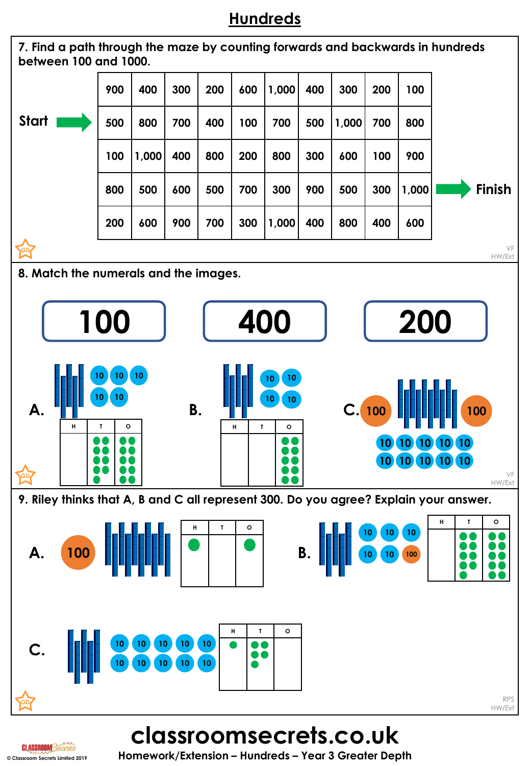# Hundreds

7. Find a path through the maze by counting forwards and backwards in hundreds between 100 and 1000.

Start →

| | | | | | | | | | |
|---|---|---|---|---|---|---|---|---|---|
| 900 | 400 | 300 | 200 | 600 | 1,000 | 400 | 300 | 200 | 100 |
| 500 | 800 | 700 | 400 | 100 | 700 | 500 | 1,000 | 700 | 800 |
| 100 | 1,000 | 400 | 800 | 200 | 800 | 300 | 600 | 100 | 900 |
| 800 | 500 | 600 | 500 | 700 | 300 | 900 | 500 | 300 | 1,000 |
| 200 | 600 | 900 | 700 | 300 | 1,000 | 400 | 800 | 400 | 600 |

→ Finish

8. Match the numerals and the images.

**100** **400** **200**

A.

| H | T | O |
|---|---|---|
| | | |

B.

| H | T | O |
|---|---|---|
| | | |

C. 100 100 10 10 10 10 10 10 10 10 10 10

9. Riley thinks that A, B and C all represent 300. Do you agree? Explain your answer.

A. 100

| H | T | O |
|---|---|---|
| | | |

B. 10 10 10 10 10 100

| H | T | O |
|---|---|---|
| | | |

C. 10 10 10 10 10 10 10 10 10 10

| H | T | O |
|---|---|---|
| | | |

classroomsecrets.co.uk

Homework/Extension – Hundreds – Year 3 Greater Depth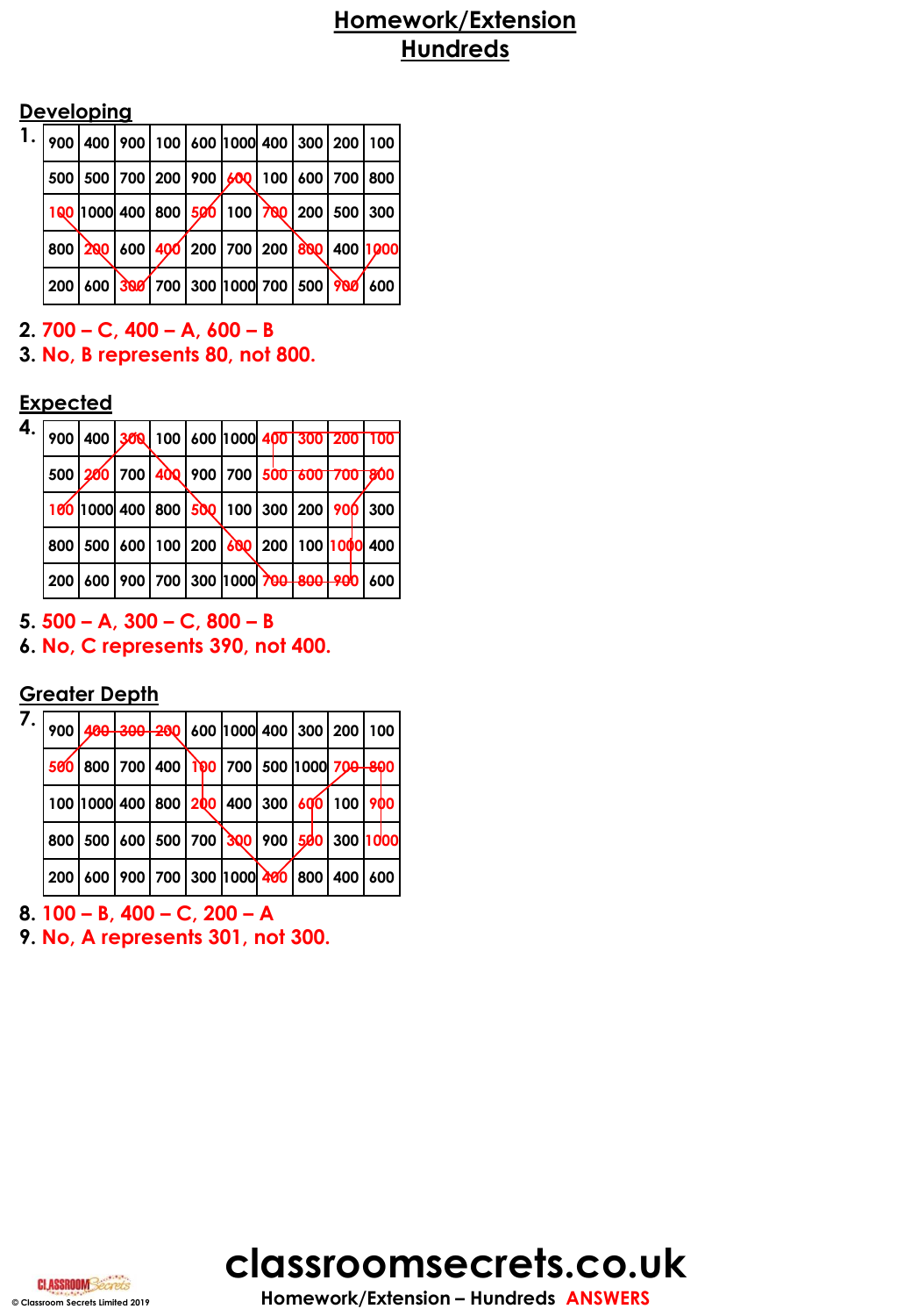# Homework/Extension
## Hundreds

### Developing

1.

| | | | | | | | | | |
|---|---|---|---|---|---|---|---|---|---|
| 900 | 400 | 900 | 100 | 600 | 1000 | 400 | 300 | 200 | 100 |
| 500 | 500 | 700 | 200 | 900 | 600 | 100 | 600 | 700 | 800 |
| 100 | 1000 | 400 | 800 | 500 | 100 | 700 | 200 | 500 | 300 |
| 800 | 200 | 600 | 400 | 200 | 700 | 200 | 800 | 400 | 1000 |
| 200 | 600 | 300 | 700 | 300 | 1000 | 700 | 500 | 900 | 600 |

2. 700 – C, 400 – A, 600 – B
3. No, B represents 80, not 800.

### Expected

4.

| | | | | | | | | | |
|---|---|---|---|---|---|---|---|---|---|
| 900 | 400 | 300 | 100 | 600 | 1000 | 400 | 300 | 200 | 100 |
| 500 | 200 | 700 | 400 | 900 | 700 | 500 | 600 | 700 | 800 |
| 100 | 1000 | 400 | 800 | 500 | 100 | 300 | 200 | 900 | 300 |
| 800 | 500 | 600 | 100 | 200 | 600 | 200 | 100 | 1000 | 400 |
| 200 | 600 | 900 | 700 | 300 | 1000 | 700 | 800 | 900 | 600 |

5. 500 – A, 300 – C, 800 – B
6. No, C represents 390, not 400.

### Greater Depth

7.

| | | | | | | | | | |
|---|---|---|---|---|---|---|---|---|---|
| 900 | 400 | 300 | 200 | 600 | 1000 | 400 | 300 | 200 | 100 |
| 500 | 800 | 700 | 400 | 100 | 700 | 500 | 1000 | 700 | 800 |
| 100 | 1000 | 400 | 800 | 200 | 400 | 300 | 600 | 100 | 900 |
| 800 | 500 | 600 | 500 | 700 | 300 | 900 | 500 | 300 | 1000 |
| 200 | 600 | 900 | 700 | 300 | 1000 | 400 | 800 | 400 | 600 |

8. 100 – B, 400 – C, 200 – A
9. No, A represents 301, not 300.